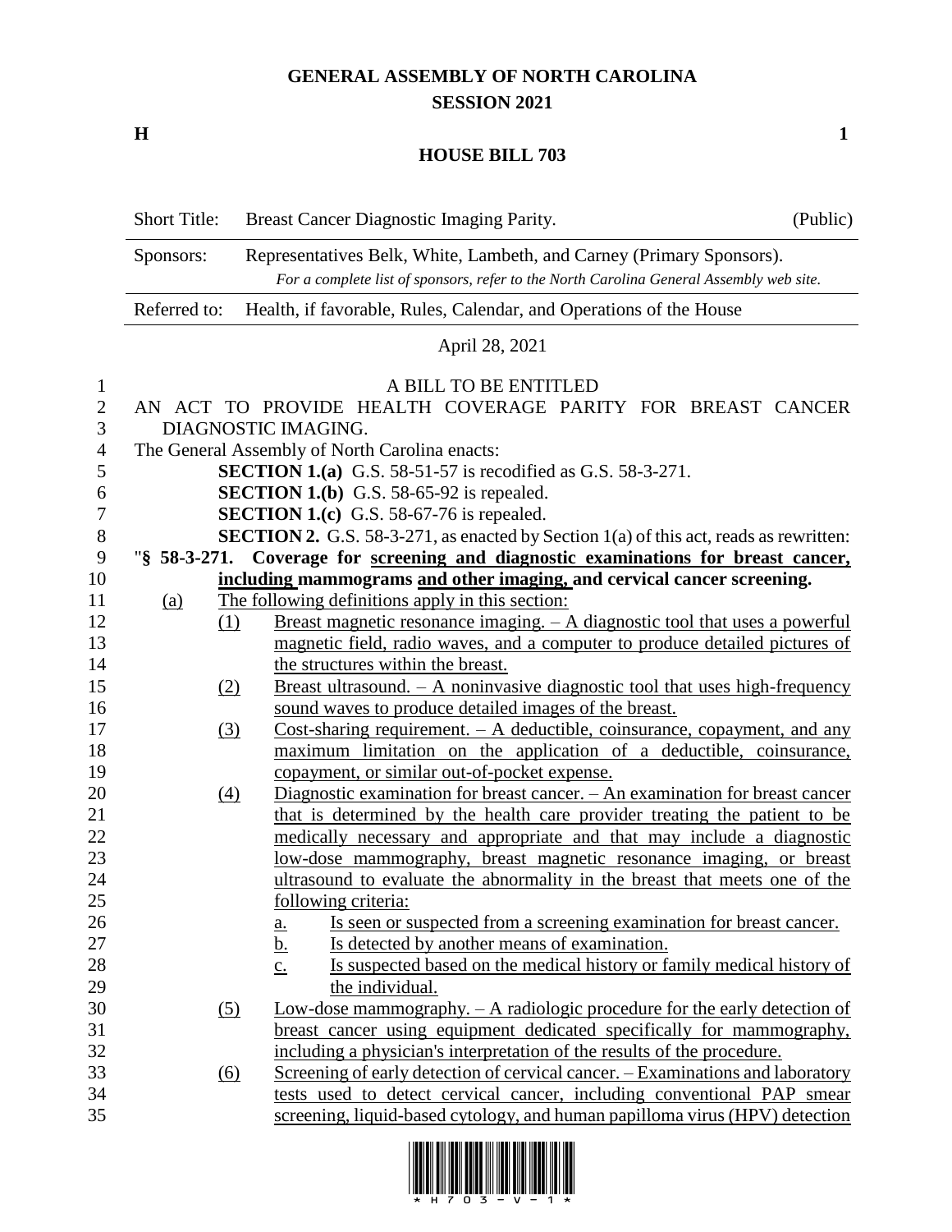# GENERAL ASSEMBLY OF NORTH CAROLINA
## SESSION 2021

**H** **1**

## HOUSE BILL 703

| | | |
|---|---|---|
| Short Title: | Breast Cancer Diagnostic Imaging Parity. | (Public) |
| Sponsors: | Representatives Belk, White, Lambeth, and Carney (Primary Sponsors). *For a complete list of sponsors, refer to the North Carolina General Assembly web site.* | |
| Referred to: | Health, if favorable, Rules, Calendar, and Operations of the House | |

April 28, 2021

A BILL TO BE ENTITLED

AN ACT TO PROVIDE HEALTH COVERAGE PARITY FOR BREAST CANCER DIAGNOSTIC IMAGING.

The General Assembly of North Carolina enacts:

**SECTION 1.(a)** G.S. 58-51-57 is recodified as G.S. 58-3-271.

**SECTION 1.(b)** G.S. 58-65-92 is repealed.

**SECTION 1.(c)** G.S. 58-67-76 is repealed.

**SECTION 2.** G.S. 58-3-271, as enacted by Section 1(a) of this act, reads as rewritten:

"**§ 58-3-271. Coverage for screening and diagnostic examinations for breast cancer, including mammograms and other imaging, and cervical cancer screening.**

(a) The following definitions apply in this section:

(1) Breast magnetic resonance imaging. – A diagnostic tool that uses a powerful magnetic field, radio waves, and a computer to produce detailed pictures of the structures within the breast.

(2) Breast ultrasound. – A noninvasive diagnostic tool that uses high-frequency sound waves to produce detailed images of the breast.

(3) Cost-sharing requirement. – A deductible, coinsurance, copayment, and any maximum limitation on the application of a deductible, coinsurance, copayment, or similar out-of-pocket expense.

(4) Diagnostic examination for breast cancer. – An examination for breast cancer that is determined by the health care provider treating the patient to be medically necessary and appropriate and that may include a diagnostic low-dose mammography, breast magnetic resonance imaging, or breast ultrasound to evaluate the abnormality in the breast that meets one of the following criteria:

a. Is seen or suspected from a screening examination for breast cancer.

b. Is detected by another means of examination.

c. Is suspected based on the medical history or family medical history of the individual.

(5) Low-dose mammography. – A radiologic procedure for the early detection of breast cancer using equipment dedicated specifically for mammography, including a physician's interpretation of the results of the procedure.

(6) Screening of early detection of cervical cancer. – Examinations and laboratory tests used to detect cervical cancer, including conventional PAP smear screening, liquid-based cytology, and human papilloma virus (HPV) detection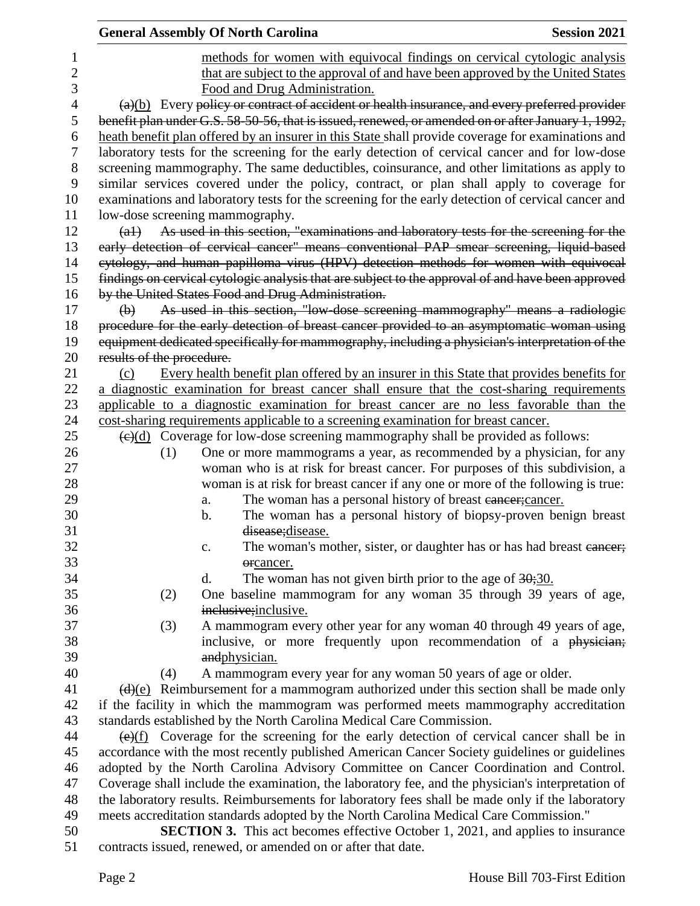methods for women with equivocal findings on cervical cytologic analysis that are subject to the approval of and have been approved by the United States Food and Drug Administration.

~~(a)~~(b) Every ~~policy or contract of accident or health insurance, and every preferred provider benefit plan under G.S. 58-50-56, that is issued, renewed, or amended on or after January 1, 1992,~~ heath benefit plan offered by an insurer in this State shall provide coverage for examinations and laboratory tests for the screening for the early detection of cervical cancer and for low-dose screening mammography. The same deductibles, coinsurance, and other limitations as apply to similar services covered under the policy, contract, or plan shall apply to coverage for examinations and laboratory tests for the screening for the early detection of cervical cancer and low-dose screening mammography.

~~(a1) As used in this section, "examinations and laboratory tests for the screening for the early detection of cervical cancer" means conventional PAP smear screening, liquid-based cytology, and human papilloma virus (HPV) detection methods for women with equivocal findings on cervical cytologic analysis that are subject to the approval of and have been approved by the United States Food and Drug Administration.~~

~~(b) As used in this section, "low-dose screening mammography" means a radiologic procedure for the early detection of breast cancer provided to an asymptomatic woman using equipment dedicated specifically for mammography, including a physician's interpretation of the results of the procedure.~~

(c) Every health benefit plan offered by an insurer in this State that provides benefits for a diagnostic examination for breast cancer shall ensure that the cost-sharing requirements applicable to a diagnostic examination for breast cancer are no less favorable than the cost-sharing requirements applicable to a screening examination for breast cancer.

~~(c)~~(d) Coverage for low-dose screening mammography shall be provided as follows:

(1) One or more mammograms a year, as recommended by a physician, for any woman who is at risk for breast cancer. For purposes of this subdivision, a woman is at risk for breast cancer if any one or more of the following is true:

a. The woman has a personal history of breast ~~cancer;~~cancer.

b. The woman has a personal history of biopsy-proven benign breast ~~disease;~~disease.

c. The woman's mother, sister, or daughter has or has had breast ~~cancer; or~~cancer.

d. The woman has not given birth prior to the age of ~~30;~~30.

(2) One baseline mammogram for any woman 35 through 39 years of age, ~~inclusive;~~inclusive.

(3) A mammogram every other year for any woman 40 through 49 years of age, inclusive, or more frequently upon recommendation of a ~~physician; and~~physician.

(4) A mammogram every year for any woman 50 years of age or older.

~~(d)~~(e) Reimbursement for a mammogram authorized under this section shall be made only if the facility in which the mammogram was performed meets mammography accreditation standards established by the North Carolina Medical Care Commission.

~~(e)~~(f) Coverage for the screening for the early detection of cervical cancer shall be in accordance with the most recently published American Cancer Society guidelines or guidelines adopted by the North Carolina Advisory Committee on Cancer Coordination and Control. Coverage shall include the examination, the laboratory fee, and the physician's interpretation of the laboratory results. Reimbursements for laboratory fees shall be made only if the laboratory meets accreditation standards adopted by the North Carolina Medical Care Commission."

**SECTION 3.** This act becomes effective October 1, 2021, and applies to insurance contracts issued, renewed, or amended on or after that date.